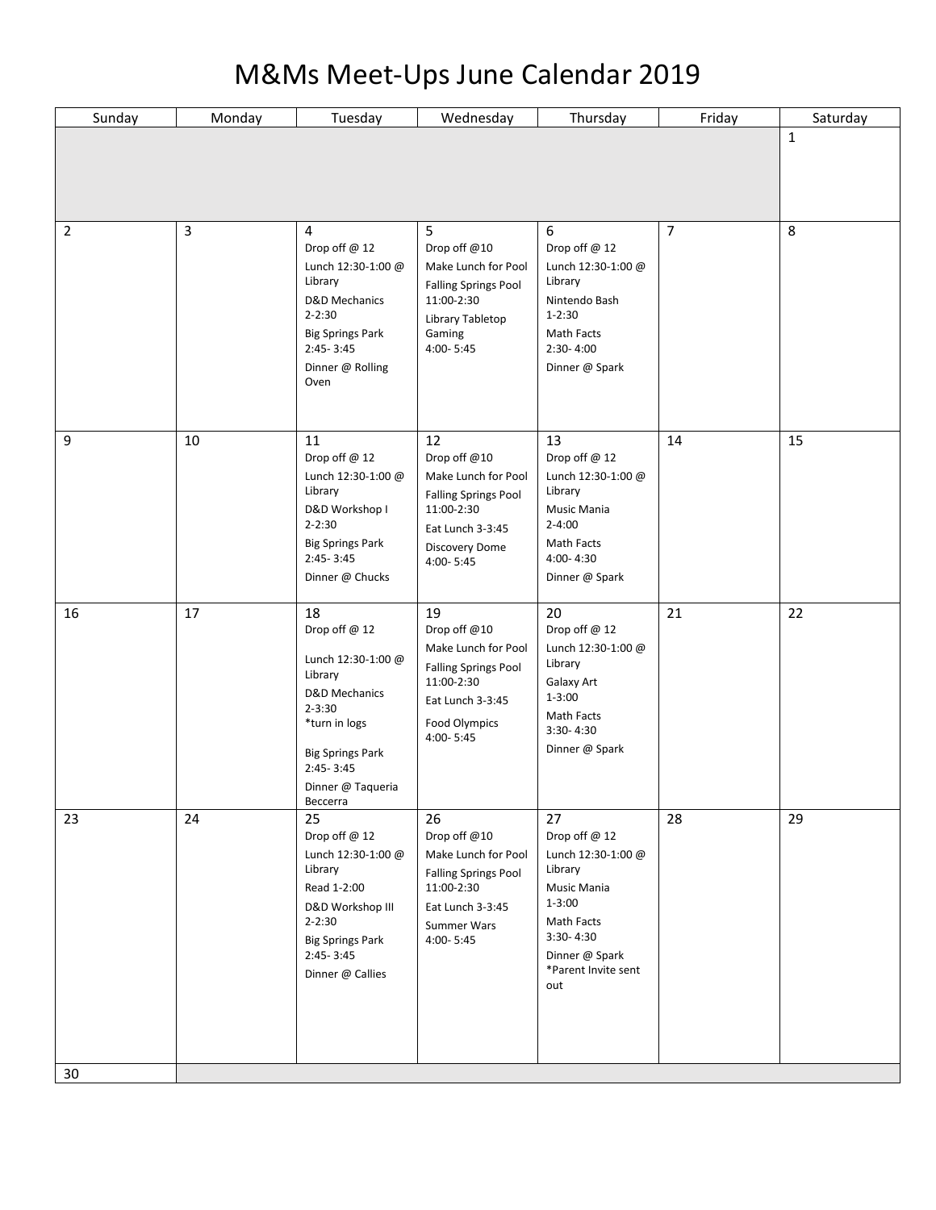# M&Ms Meet-Ups June Calendar 2019

| Sunday | Monday | Tuesday | Wednesday | Thursday | Friday | Saturday |
|---|---|---|---|---|---|---|
| | | | | | | 1 |
| 2 | 3 | 4<br>Drop off @ 12<br>Lunch 12:30-1:00 @ Library<br>D&D Mechanics 2-2:30<br>Big Springs Park 2:45- 3:45<br>Dinner @ Rolling Oven | 5<br>Drop off @10<br>Make Lunch for Pool<br>Falling Springs Pool 11:00-2:30<br>Library Tabletop Gaming 4:00- 5:45 | 6<br>Drop off @ 12<br>Lunch 12:30-1:00 @ Library<br>Nintendo Bash 1-2:30<br>Math Facts 2:30- 4:00<br>Dinner @ Spark | 7 | 8 |
| 9 | 10 | 11<br>Drop off @ 12<br>Lunch 12:30-1:00 @ Library<br>D&D Workshop I 2-2:30<br>Big Springs Park 2:45- 3:45<br>Dinner @ Chucks | 12<br>Drop off @10<br>Make Lunch for Pool<br>Falling Springs Pool 11:00-2:30<br>Eat Lunch 3-3:45<br>Discovery Dome 4:00- 5:45 | 13<br>Drop off @ 12<br>Lunch 12:30-1:00 @ Library<br>Music Mania 2-4:00<br>Math Facts 4:00- 4:30<br>Dinner @ Spark | 14 | 15 |
| 16 | 17 | 18<br>Drop off @ 12<br>Lunch 12:30-1:00 @ Library<br>D&D Mechanics 2-3:30<br>*turn in logs<br>Big Springs Park 2:45- 3:45<br>Dinner @ Taqueria Beccerra | 19<br>Drop off @10<br>Make Lunch for Pool<br>Falling Springs Pool 11:00-2:30<br>Eat Lunch 3-3:45<br>Food Olympics 4:00- 5:45 | 20<br>Drop off @ 12<br>Lunch 12:30-1:00 @ Library<br>Galaxy Art 1-3:00<br>Math Facts 3:30- 4:30<br>Dinner @ Spark | 21 | 22 |
| 23 | 24 | 25<br>Drop off @ 12<br>Lunch 12:30-1:00 @ Library<br>Read 1-2:00<br>D&D Workshop III 2-2:30<br>Big Springs Park 2:45- 3:45<br>Dinner @ Callies | 26<br>Drop off @10<br>Make Lunch for Pool<br>Falling Springs Pool 11:00-2:30<br>Eat Lunch 3-3:45<br>Summer Wars 4:00- 5:45 | 27<br>Drop off @ 12<br>Lunch 12:30-1:00 @ Library<br>Music Mania 1-3:00<br>Math Facts 3:30- 4:30<br>Dinner @ Spark<br>*Parent Invite sent out | 28 | 29 |
| 30 | | | | | | |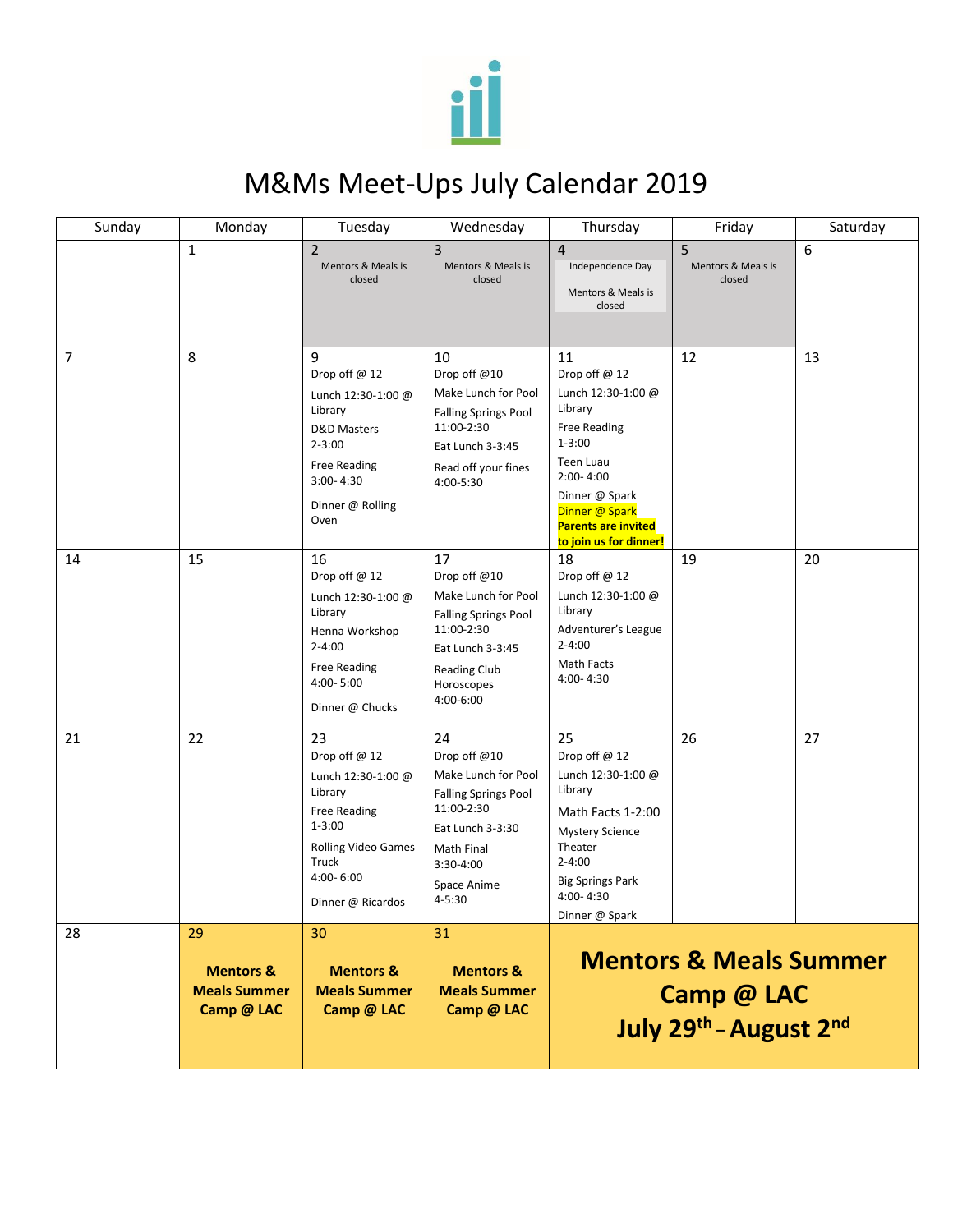# M&Ms Meet-Ups July Calendar 2019

| Sunday | Monday | Tuesday | Wednesday | Thursday | Friday | Saturday |
|---|---|---|---|---|---|---|
| | 1 | 2<br>Mentors & Meals is closed | 3<br>Mentors & Meals is closed | 4<br>Independence Day<br>Mentors & Meals is closed | 5<br>Mentors & Meals is closed | 6 |
| 7 | 8 | 9<br>Drop off @ 12<br>Lunch 12:30-1:00 @ Library<br>D&D Masters 2-3:00<br>Free Reading 3:00- 4:30<br>Dinner @ Rolling Oven | 10<br>Drop off @10<br>Make Lunch for Pool<br>Falling Springs Pool 11:00-2:30<br>Eat Lunch 3-3:45<br>Read off your fines 4:00-5:30 | 11<br>Drop off @ 12<br>Lunch 12:30-1:00 @ Library<br>Free Reading 1-3:00<br>Teen Luau 2:00- 4:00<br>Dinner @ Spark<br>Dinner @ Spark<br>**Parents are invited to join us for dinner!** | 12 | 13 |
| 14 | 15 | 16<br>Drop off @ 12<br>Lunch 12:30-1:00 @ Library<br>Henna Workshop 2-4:00<br>Free Reading 4:00- 5:00<br>Dinner @ Chucks | 17<br>Drop off @10<br>Make Lunch for Pool<br>Falling Springs Pool 11:00-2:30<br>Eat Lunch 3-3:45<br>Reading Club Horoscopes 4:00-6:00 | 18<br>Drop off @ 12<br>Lunch 12:30-1:00 @ Library<br>Adventurer's League 2-4:00<br>Math Facts 4:00- 4:30 | 19 | 20 |
| 21 | 22 | 23<br>Drop off @ 12<br>Lunch 12:30-1:00 @ Library<br>Free Reading 1-3:00<br>Rolling Video Games Truck 4:00- 6:00<br>Dinner @ Ricardos | 24<br>Drop off @10<br>Make Lunch for Pool<br>Falling Springs Pool 11:00-2:30<br>Eat Lunch 3-3:30<br>Math Final 3:30-4:00<br>Space Anime 4-5:30 | 25<br>Drop off @ 12<br>Lunch 12:30-1:00 @ Library<br>Math Facts 1-2:00<br>Mystery Science Theater 2-4:00<br>Big Springs Park 4:00- 4:30<br>Dinner @ Spark | 26 | 27 |
| 28 | 29<br>**Mentors & Meals Summer Camp @ LAC** | 30<br>**Mentors & Meals Summer Camp @ LAC** | 31<br>**Mentors & Meals Summer Camp @ LAC** | **Mentors & Meals Summer Camp @ LAC July 29th – August 2nd** | | |